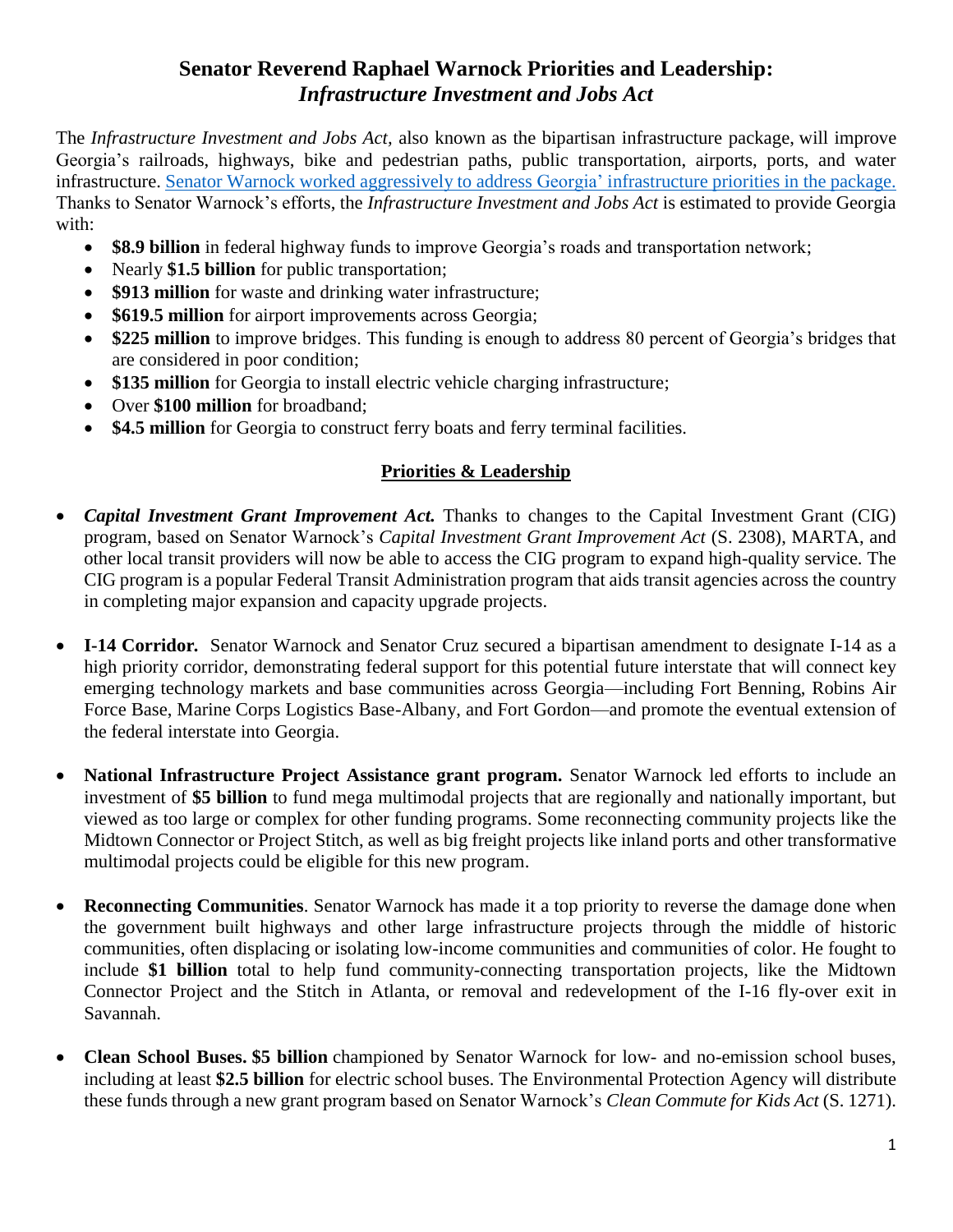# Senator Reverend Raphael Warnock Priorities and Leadership: *Infrastructure Investment and Jobs Act*

The *Infrastructure Investment and Jobs Act*, also known as the bipartisan infrastructure package, will improve Georgia's railroads, highways, bike and pedestrian paths, public transportation, airports, ports, and water infrastructure. Senator Warnock worked aggressively to address Georgia' infrastructure priorities in the package. Thanks to Senator Warnock's efforts, the *Infrastructure Investment and Jobs Act* is estimated to provide Georgia with:

- **$8.9 billion** in federal highway funds to improve Georgia's roads and transportation network;
- Nearly **$1.5 billion** for public transportation;
- **$913 million** for waste and drinking water infrastructure;
- **$619.5 million** for airport improvements across Georgia;
- **$225 million** to improve bridges. This funding is enough to address 80 percent of Georgia's bridges that are considered in poor condition;
- **$135 million** for Georgia to install electric vehicle charging infrastructure;
- Over **$100 million** for broadband;
- **$4.5 million** for Georgia to construct ferry boats and ferry terminal facilities.

## Priorities & Leadership

- ***Capital Investment Grant Improvement Act.*** Thanks to changes to the Capital Investment Grant (CIG) program, based on Senator Warnock's *Capital Investment Grant Improvement Act* (S. 2308), MARTA, and other local transit providers will now be able to access the CIG program to expand high-quality service. The CIG program is a popular Federal Transit Administration program that aids transit agencies across the country in completing major expansion and capacity upgrade projects.

- **I-14 Corridor.** Senator Warnock and Senator Cruz secured a bipartisan amendment to designate I-14 as a high priority corridor, demonstrating federal support for this potential future interstate that will connect key emerging technology markets and base communities across Georgia—including Fort Benning, Robins Air Force Base, Marine Corps Logistics Base-Albany, and Fort Gordon—and promote the eventual extension of the federal interstate into Georgia.

- **National Infrastructure Project Assistance grant program.** Senator Warnock led efforts to include an investment of **$5 billion** to fund mega multimodal projects that are regionally and nationally important, but viewed as too large or complex for other funding programs. Some reconnecting community projects like the Midtown Connector or Project Stitch, as well as big freight projects like inland ports and other transformative multimodal projects could be eligible for this new program.

- **Reconnecting Communities**. Senator Warnock has made it a top priority to reverse the damage done when the government built highways and other large infrastructure projects through the middle of historic communities, often displacing or isolating low-income communities and communities of color. He fought to include **$1 billion** total to help fund community-connecting transportation projects, like the Midtown Connector Project and the Stitch in Atlanta, or removal and redevelopment of the I-16 fly-over exit in Savannah.

- **Clean School Buses. $5 billion** championed by Senator Warnock for low- and no-emission school buses, including at least **$2.5 billion** for electric school buses. The Environmental Protection Agency will distribute these funds through a new grant program based on Senator Warnock's *Clean Commute for Kids Act* (S. 1271).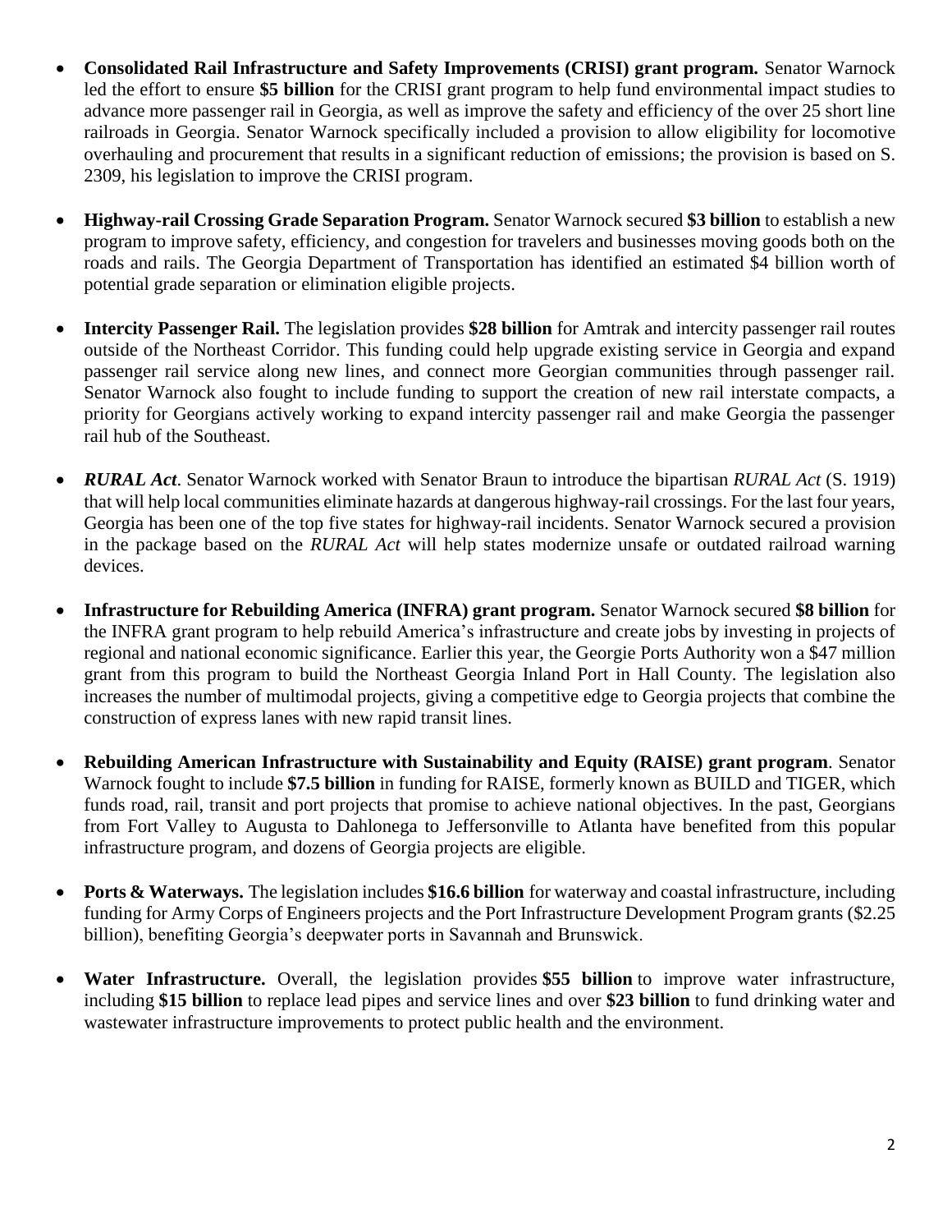- **Consolidated Rail Infrastructure and Safety Improvements (CRISI) grant program.** Senator Warnock led the effort to ensure **$5 billion** for the CRISI grant program to help fund environmental impact studies to advance more passenger rail in Georgia, as well as improve the safety and efficiency of the over 25 short line railroads in Georgia. Senator Warnock specifically included a provision to allow eligibility for locomotive overhauling and procurement that results in a significant reduction of emissions; the provision is based on S. 2309, his legislation to improve the CRISI program.

- **Highway-rail Crossing Grade Separation Program.** Senator Warnock secured **$3 billion** to establish a new program to improve safety, efficiency, and congestion for travelers and businesses moving goods both on the roads and rails. The Georgia Department of Transportation has identified an estimated $4 billion worth of potential grade separation or elimination eligible projects.

- **Intercity Passenger Rail.** The legislation provides **$28 billion** for Amtrak and intercity passenger rail routes outside of the Northeast Corridor. This funding could help upgrade existing service in Georgia and expand passenger rail service along new lines, and connect more Georgian communities through passenger rail. Senator Warnock also fought to include funding to support the creation of new rail interstate compacts, a priority for Georgians actively working to expand intercity passenger rail and make Georgia the passenger rail hub of the Southeast.

- ***RURAL Act*.** Senator Warnock worked with Senator Braun to introduce the bipartisan *RURAL Act* (S. 1919) that will help local communities eliminate hazards at dangerous highway-rail crossings. For the last four years, Georgia has been one of the top five states for highway-rail incidents. Senator Warnock secured a provision in the package based on the *RURAL Act* will help states modernize unsafe or outdated railroad warning devices.

- **Infrastructure for Rebuilding America (INFRA) grant program.** Senator Warnock secured **$8 billion** for the INFRA grant program to help rebuild America's infrastructure and create jobs by investing in projects of regional and national economic significance. Earlier this year, the Georgie Ports Authority won a $47 million grant from this program to build the Northeast Georgia Inland Port in Hall County. The legislation also increases the number of multimodal projects, giving a competitive edge to Georgia projects that combine the construction of express lanes with new rapid transit lines.

- **Rebuilding American Infrastructure with Sustainability and Equity (RAISE) grant program**. Senator Warnock fought to include **$7.5 billion** in funding for RAISE, formerly known as BUILD and TIGER, which funds road, rail, transit and port projects that promise to achieve national objectives. In the past, Georgians from Fort Valley to Augusta to Dahlonega to Jeffersonville to Atlanta have benefited from this popular infrastructure program, and dozens of Georgia projects are eligible.

- **Ports & Waterways.** The legislation includes **$16.6 billion** for waterway and coastal infrastructure, including funding for Army Corps of Engineers projects and the Port Infrastructure Development Program grants ($2.25 billion), benefiting Georgia's deepwater ports in Savannah and Brunswick.

- **Water Infrastructure.** Overall, the legislation provides **$55 billion** to improve water infrastructure, including **$15 billion** to replace lead pipes and service lines and over **$23 billion** to fund drinking water and wastewater infrastructure improvements to protect public health and the environment.